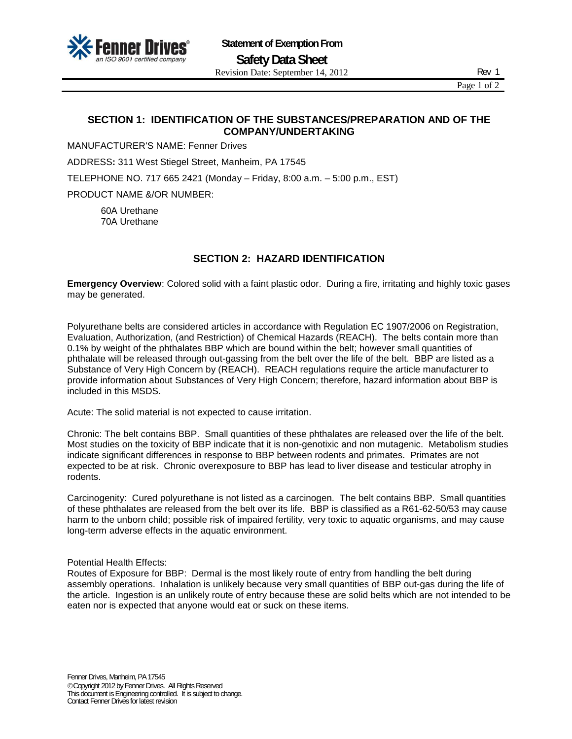# Statement of Exemption From Safety Data Sheet

Revision Date: September 14, 2012 Rev 1

## SECTION 1: IDENTIFICATION OF THE SUBSTANCES/PREPARATION AND OF THE COMPANY/UNDERTAKING

MANUFACTURER'S NAME: Fenner Drives

ADDRESS: 311 West Stiegel Street, Manheim, PA 17545

TELEPHONE NO. 717 665 2421 (Monday – Friday, 8:00 a.m. – 5:00 p.m., EST)

PRODUCT NAME &/OR NUMBER:

60A Urethane
70A Urethane

## SECTION 2: HAZARD IDENTIFICATION

**Emergency Overview**: Colored solid with a faint plastic odor. During a fire, irritating and highly toxic gases may be generated.

Polyurethane belts are considered articles in accordance with Regulation EC 1907/2006 on Registration, Evaluation, Authorization, (and Restriction) of Chemical Hazards (REACH). The belts contain more than 0.1% by weight of the phthalates BBP which are bound within the belt; however small quantities of phthalate will be released through out-gassing from the belt over the life of the belt. BBP are listed as a Substance of Very High Concern by (REACH). REACH regulations require the article manufacturer to provide information about Substances of Very High Concern; therefore, hazard information about BBP is included in this MSDS.

Acute: The solid material is not expected to cause irritation.

Chronic: The belt contains BBP. Small quantities of these phthalates are released over the life of the belt. Most studies on the toxicity of BBP indicate that it is non-genotixic and non mutagenic. Metabolism studies indicate significant differences in response to BBP between rodents and primates. Primates are not expected to be at risk. Chronic overexposure to BBP has lead to liver disease and testicular atrophy in rodents.

Carcinogenity: Cured polyurethane is not listed as a carcinogen. The belt contains BBP. Small quantities of these phthalates are released from the belt over its life. BBP is classified as a R61-62-50/53 may cause harm to the unborn child; possible risk of impaired fertility, very toxic to aquatic organisms, and may cause long-term adverse effects in the aquatic environment.

Potential Health Effects:
Routes of Exposure for BBP: Dermal is the most likely route of entry from handling the belt during assembly operations. Inhalation is unlikely because very small quantities of BBP out-gas during the life of the article. Ingestion is an unlikely route of entry because these are solid belts which are not intended to be eaten nor is expected that anyone would eat or suck on these items.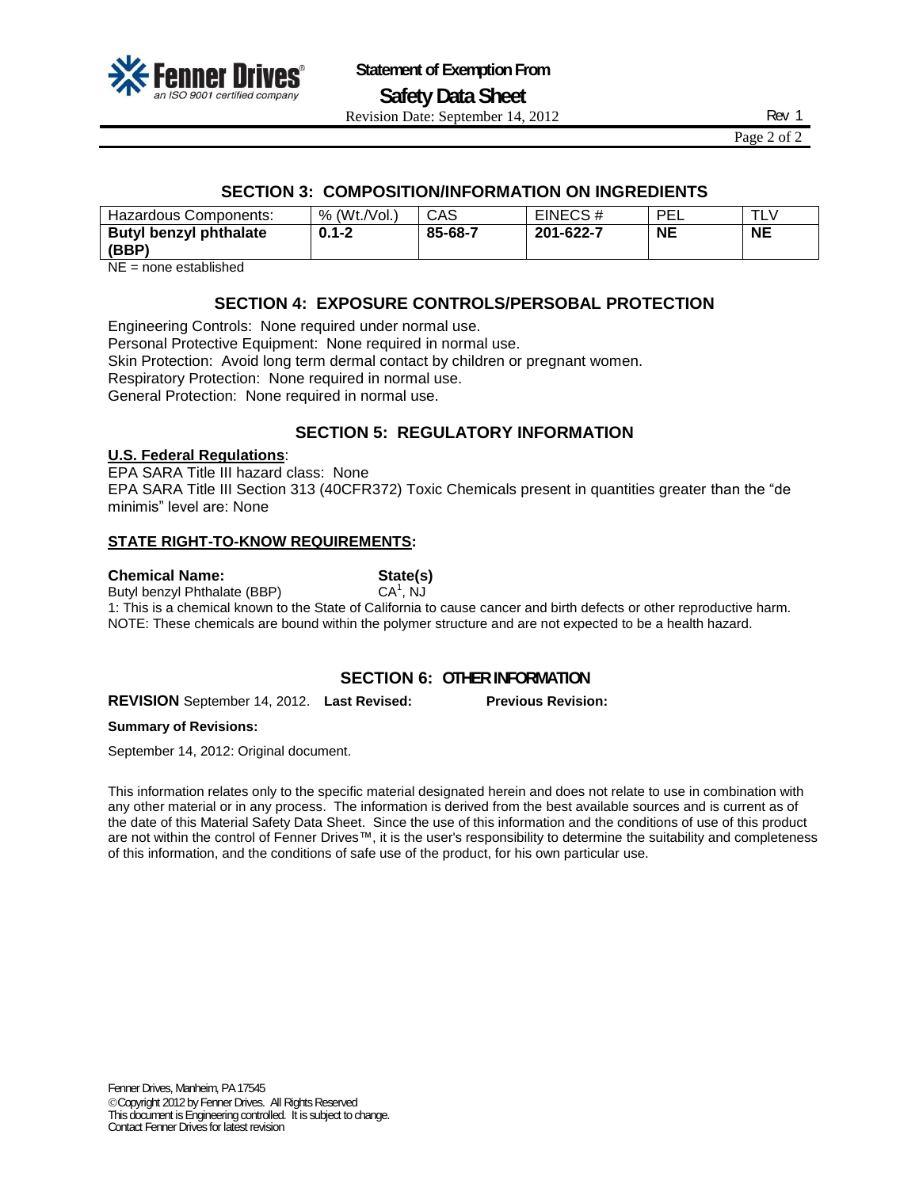## SECTION 3: COMPOSITION/INFORMATION ON INGREDIENTS

| Hazardous Components: | % (Wt./Vol.) | CAS | EINECS # | PEL | TLV |
|---|---|---|---|---|---|
| **Butyl benzyl phthalate (BBP)** | **0.1-2** | **85-68-7** | **201-622-7** | **NE** | **NE** |

NE = none established

## SECTION 4: EXPOSURE CONTROLS/PERSOBAL PROTECTION

Engineering Controls: None required under normal use.
Personal Protective Equipment: None required in normal use.
Skin Protection: Avoid long term dermal contact by children or pregnant women.
Respiratory Protection: None required in normal use.
General Protection: None required in normal use.

## SECTION 5: REGULATORY INFORMATION

**U.S. Federal Regulations**:

EPA SARA Title III hazard class: None
EPA SARA Title III Section 313 (40CFR372) Toxic Chemicals present in quantities greater than the "de minimis" level are: None

**STATE RIGHT-TO-KNOW REQUIREMENTS:**

| **Chemical Name:** | **State(s)** |
|---|---|
| Butyl benzyl Phthalate (BBP) | CA[1], NJ |

1: This is a chemical known to the State of California to cause cancer and birth defects or other reproductive harm.
NOTE: These chemicals are bound within the polymer structure and are not expected to be a health hazard.

## SECTION 6: OTHER INFORMATION

**REVISION** September 14, 2012. **Last Revised:** **Previous Revision:**

**Summary of Revisions:**

September 14, 2012: Original document.

This information relates only to the specific material designated herein and does not relate to use in combination with any other material or in any process. The information is derived from the best available sources and is current as of the date of this Material Safety Data Sheet. Since the use of this information and the conditions of use of this product are not within the control of Fenner Drives™, it is the user's responsibility to determine the suitability and completeness of this information, and the conditions of safe use of the product, for his own particular use.

Fenner Drives, Manheim, PA 17545
©Copyright 2012 by Fenner Drives. All Rights Reserved
This document is Engineering controlled. It is subject to change.
Contact Fenner Drives for latest revision